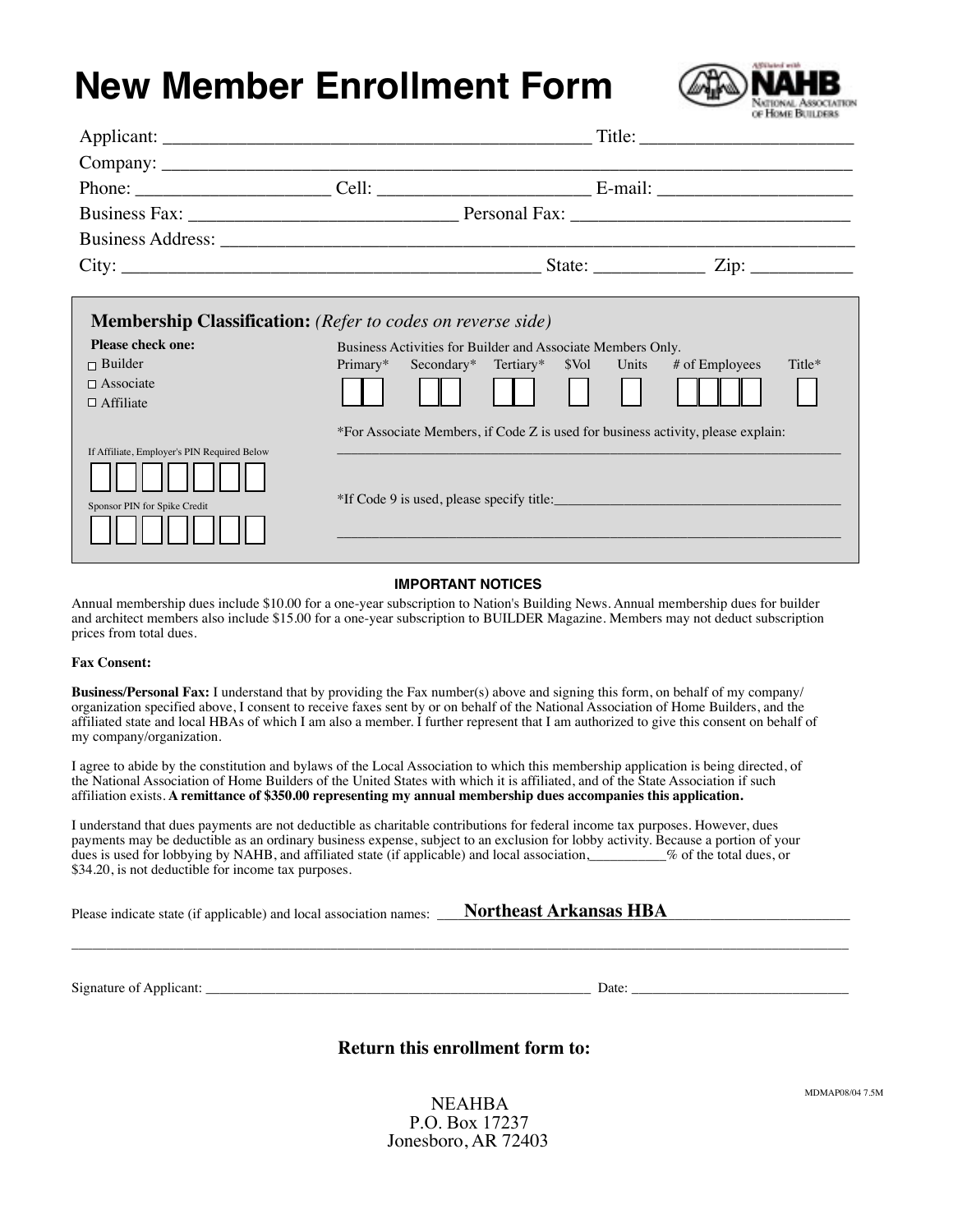# New Member Enrollment Form

Applicant: ______________________________ Title: ____________________

Company: ____________________________________________________________

Phone: ____________________ Cell: ____________________ E-mail: ____________________

Business Fax: ____________________________ Personal Fax: ____________________________

Business Address: ____________________________________________________________

City: ________________________________________ State: ___________ Zip: ___________

**Membership Classification:** *(Refer to codes on reverse side)*

**Please check one:**

- ☐ Builder
- ☐ Associate
- ☐ Affiliate

Business Activities for Builder and Associate Members Only.

| Primary* | Secondary* | Tertiary* | $Vol | Units | # of Employees | Title* |
|---|---|---|---|---|---|---|
| | | | | | | |

If Affiliate, Employer's PIN Required Below

Sponsor PIN for Spike Credit

*For Associate Members, if Code Z is used for business activity, please explain: ____________________________________________

*If Code 9 is used, please specify title: ____________________________________________

**IMPORTANT NOTICES**

Annual membership dues include $10.00 for a one-year subscription to Nation's Building News. Annual membership dues for builder and architect members also include $15.00 for a one-year subscription to BUILDER Magazine. Members may not deduct subscription prices from total dues.

**Fax Consent:**

**Business/Personal Fax:** I understand that by providing the Fax number(s) above and signing this form, on behalf of my company/organization specified above, I consent to receive faxes sent by or on behalf of the National Association of Home Builders, and the affiliated state and local HBAs of which I am also a member. I further represent that I am authorized to give this consent on behalf of my company/organization.

I agree to abide by the constitution and bylaws of the Local Association to which this membership application is being directed, of the National Association of Home Builders of the United States with which it is affiliated, and of the State Association if such affiliation exists. **A remittance of $350.00 representing my annual membership dues accompanies this application.**

I understand that dues payments are not deductible as charitable contributions for federal income tax purposes. However, dues payments may be deductible as an ordinary business expense, subject to an exclusion for lobby activity. Because a portion of your dues is used for lobbying by NAHB, and affiliated state (if applicable) and local association, __________% of the total dues, or $34.20, is not deductible for income tax purposes.

Please indicate state (if applicable) and local association names: **Northeast Arkansas HBA**

Signature of Applicant: ______________________________________ Date: ____________________

**Return this enrollment form to:**

NEAHBA
P.O. Box 17237
Jonesboro, AR 72403

MDMAP08/04 7.5M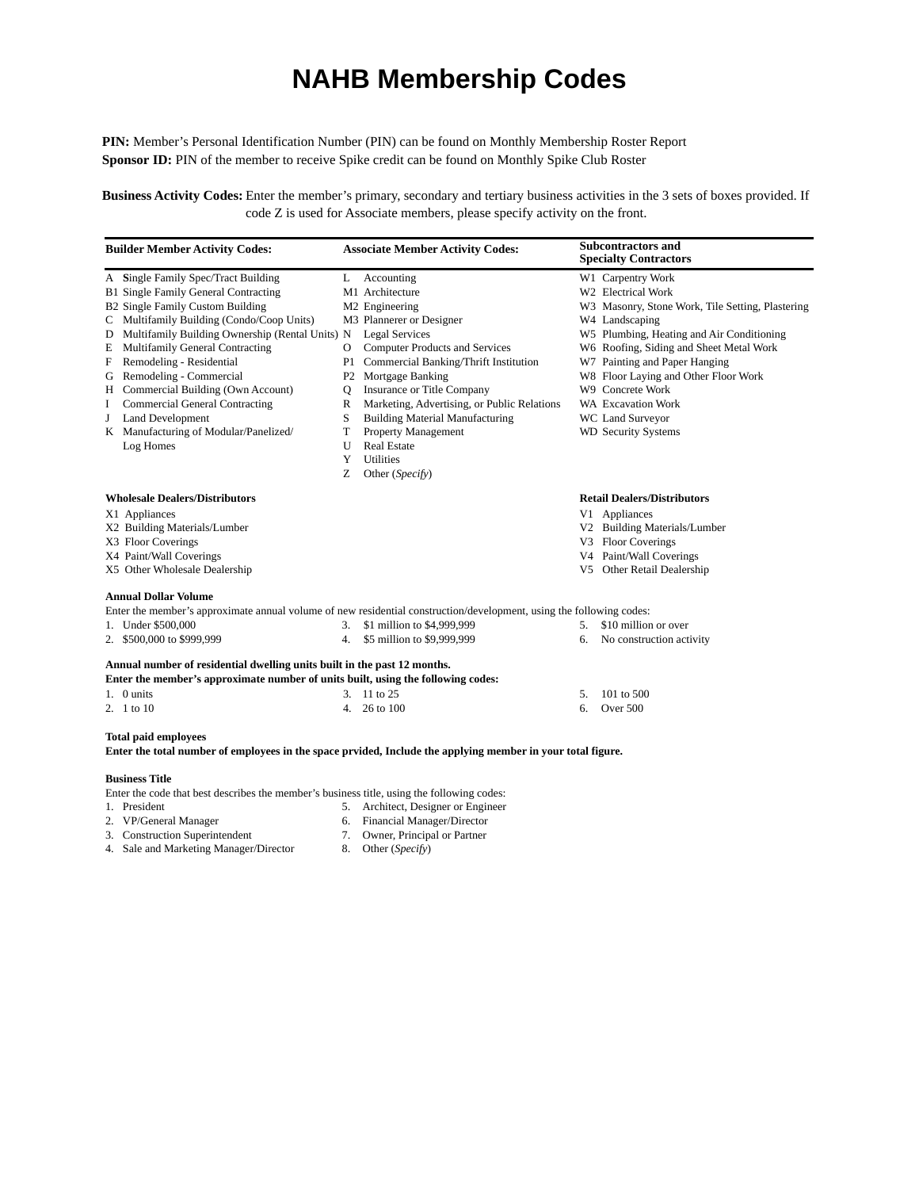# NAHB Membership Codes

**PIN:** Member's Personal Identification Number (PIN) can be found on Monthly Membership Roster Report
**Sponsor ID:** PIN of the member to receive Spike credit can be found on Monthly Spike Club Roster

**Business Activity Codes:** Enter the member's primary, secondary and tertiary business activities in the 3 sets of boxes provided. If code Z is used for Associate members, please specify activity on the front.

| Builder Member Activity Codes: | Associate Member Activity Codes: | Subcontractors and Specialty Contractors |
|---|---|---|
| A Single Family Spec/Tract Building | L Accounting | W1 Carpentry Work |
| B1 Single Family General Contracting | M1 Architecture | W2 Electrical Work |
| B2 Single Family Custom Building | M2 Engineering | W3 Masonry, Stone Work, Tile Setting, Plastering |
| C Multifamily Building (Condo/Coop Units) | M3 Plannerer or Designer | W4 Landscaping |
| D Multifamily Building Ownership (Rental Units) | N Legal Services | W5 Plumbing, Heating and Air Conditioning |
| E Multifamily General Contracting | O Computer Products and Services | W6 Roofing, Siding and Sheet Metal Work |
| F Remodeling - Residential | P1 Commercial Banking/Thrift Institution | W7 Painting and Paper Hanging |
| G Remodeling - Commercial | P2 Mortgage Banking | W8 Floor Laying and Other Floor Work |
| H Commercial Building (Own Account) | Q Insurance or Title Company | W9 Concrete Work |
| I Commercial General Contracting | R Marketing, Advertising, or Public Relations | WA Excavation Work |
| J Land Development | S Building Material Manufacturing | WC Land Surveyor |
| K Manufacturing of Modular/Panelized/ Log Homes | T Property Management | WD Security Systems |
| | U Real Estate | |
| | Y Utilities | |
| | Z Other (*Specify*) | |

**Wholesale Dealers/Distributors**

- X1 Appliances
- X2 Building Materials/Lumber
- X3 Floor Coverings
- X4 Paint/Wall Coverings
- X5 Other Wholesale Dealership

**Retail Dealers/Distributors**

- V1 Appliances
- V2 Building Materials/Lumber
- V3 Floor Coverings
- V4 Paint/Wall Coverings
- V5 Other Retail Dealership

**Annual Dollar Volume**

Enter the member's approximate annual volume of new residential construction/development, using the following codes:

1. Under $500,000
2. $500,000 to $999,999
3. $1 million to $4,999,999
4. $5 million to $9,999,999
5. $10 million or over
6. No construction activity

**Annual number of residential dwelling units built in the past 12 months.**
**Enter the member's approximate number of units built, using the following codes:**

1. 0 units
2. 1 to 10
3. 11 to 25
4. 26 to 100
5. 101 to 500
6. Over 500

**Total paid employees**
**Enter the total number of employees in the space prvided, Include the applying member in your total figure.**

**Business Title**

Enter the code that best describes the member's business title, using the following codes:

1. President
2. VP/General Manager
3. Construction Superintendent
4. Sale and Marketing Manager/Director
5. Architect, Designer or Engineer
6. Financial Manager/Director
7. Owner, Principal or Partner
8. Other (*Specify*)